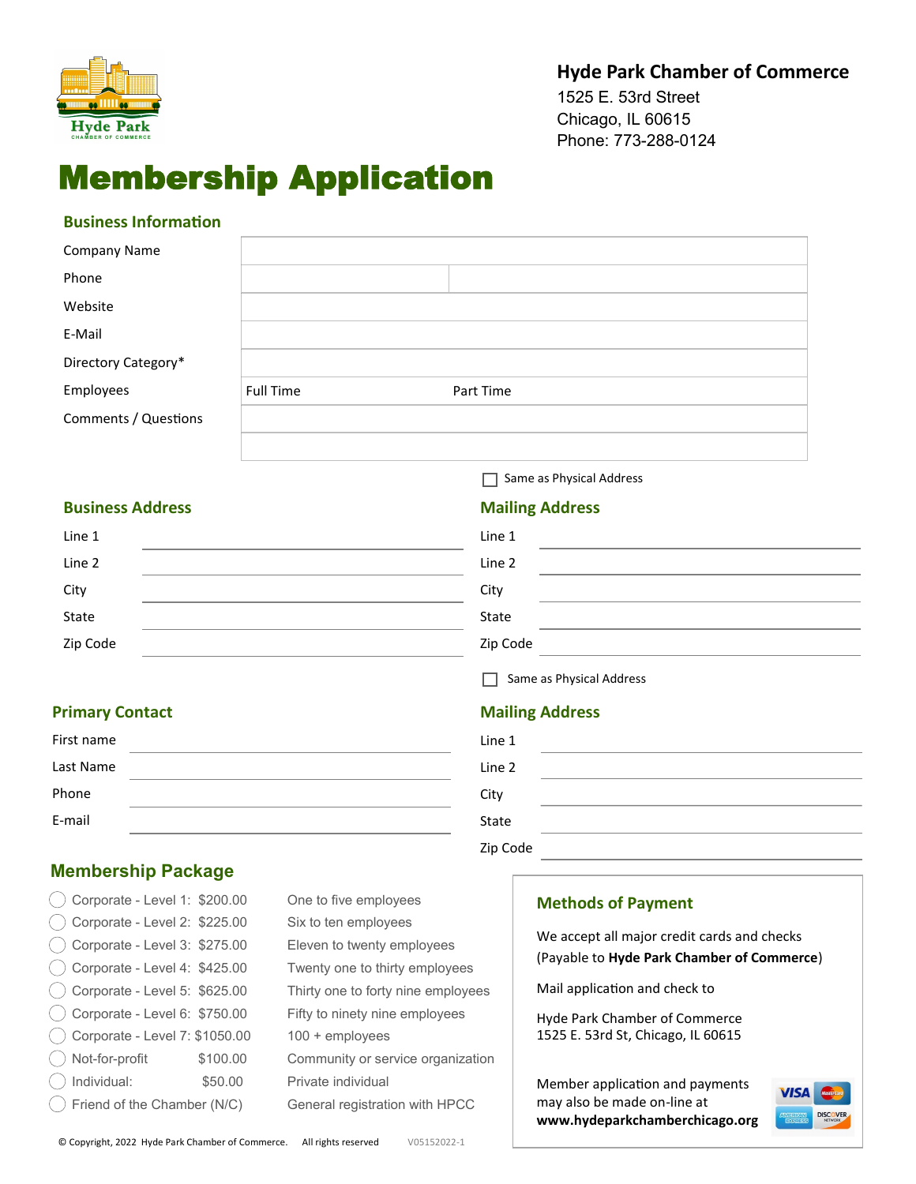**Hyde Park Chamber of Commerce**
1525 E. 53rd Street
Chicago, IL 60615
Phone: 773-288-0124

# Membership Application

## Business Information

| | | |
|---|---|---|
| Company Name | | |
| Phone | | |
| Website | | |
| E-Mail | | |
| Directory Category* | | |
| Employees | Full Time | Part Time |
| Comments / Questions | | |
| | | |

## Business Address

Line 1 \_\_\_\_\_\_\_\_\_\_\_\_\_\_\_\_\_\_\_\_

Line 2 \_\_\_\_\_\_\_\_\_\_\_\_\_\_\_\_\_\_\_\_

City \_\_\_\_\_\_\_\_\_\_\_\_\_\_\_\_\_\_\_\_

State \_\_\_\_\_\_\_\_\_\_\_\_\_\_\_\_\_\_\_\_

Zip Code \_\_\_\_\_\_\_\_\_\_\_\_\_\_\_\_\_\_\_\_

☐ Same as Physical Address

## Mailing Address

Line 1 \_\_\_\_\_\_\_\_\_\_\_\_\_\_\_\_\_\_\_\_

Line 2 \_\_\_\_\_\_\_\_\_\_\_\_\_\_\_\_\_\_\_\_

City \_\_\_\_\_\_\_\_\_\_\_\_\_\_\_\_\_\_\_\_

State \_\_\_\_\_\_\_\_\_\_\_\_\_\_\_\_\_\_\_\_

Zip Code \_\_\_\_\_\_\_\_\_\_\_\_\_\_\_\_\_\_\_\_

## Primary Contact

First name \_\_\_\_\_\_\_\_\_\_\_\_\_\_\_\_\_\_\_\_

Last Name \_\_\_\_\_\_\_\_\_\_\_\_\_\_\_\_\_\_\_\_

Phone \_\_\_\_\_\_\_\_\_\_\_\_\_\_\_\_\_\_\_\_

E-mail \_\_\_\_\_\_\_\_\_\_\_\_\_\_\_\_\_\_\_\_

☐ Same as Physical Address

## Mailing Address

Line 1 \_\_\_\_\_\_\_\_\_\_\_\_\_\_\_\_\_\_\_\_

Line 2 \_\_\_\_\_\_\_\_\_\_\_\_\_\_\_\_\_\_\_\_

City \_\_\_\_\_\_\_\_\_\_\_\_\_\_\_\_\_\_\_\_

State \_\_\_\_\_\_\_\_\_\_\_\_\_\_\_\_\_\_\_\_

Zip Code \_\_\_\_\_\_\_\_\_\_\_\_\_\_\_\_\_\_\_\_

## Membership Package

| Package | Description |
|---|---|
| ◯ Corporate - Level 1: $200.00 | One to five employees |
| ◯ Corporate - Level 2: $225.00 | Six to ten employees |
| ◯ Corporate - Level 3: $275.00 | Eleven to twenty employees |
| ◯ Corporate - Level 4: $425.00 | Twenty one to thirty employees |
| ◯ Corporate - Level 5: $625.00 | Thirty one to forty nine employees |
| ◯ Corporate - Level 6: $750.00 | Fifty to ninety nine employees |
| ◯ Corporate - Level 7: $1050.00 | 100 + employees |
| ◯ Not-for-profit $100.00 | Community or service organization |
| ◯ Individual: $50.00 | Private individual |
| ◯ Friend of the Chamber (N/C) | General registration with HPCC |

## Methods of Payment

We accept all major credit cards and checks
(Payable to **Hyde Park Chamber of Commerce**)

Mail application and check to

Hyde Park Chamber of Commerce
1525 E. 53rd St, Chicago, IL 60615

Member application and payments may also be made on-line at **www.hydeparkchamberchicago.org**

© Copyright, 2022 Hyde Park Chamber of Commerce. All rights reserved V05152022-1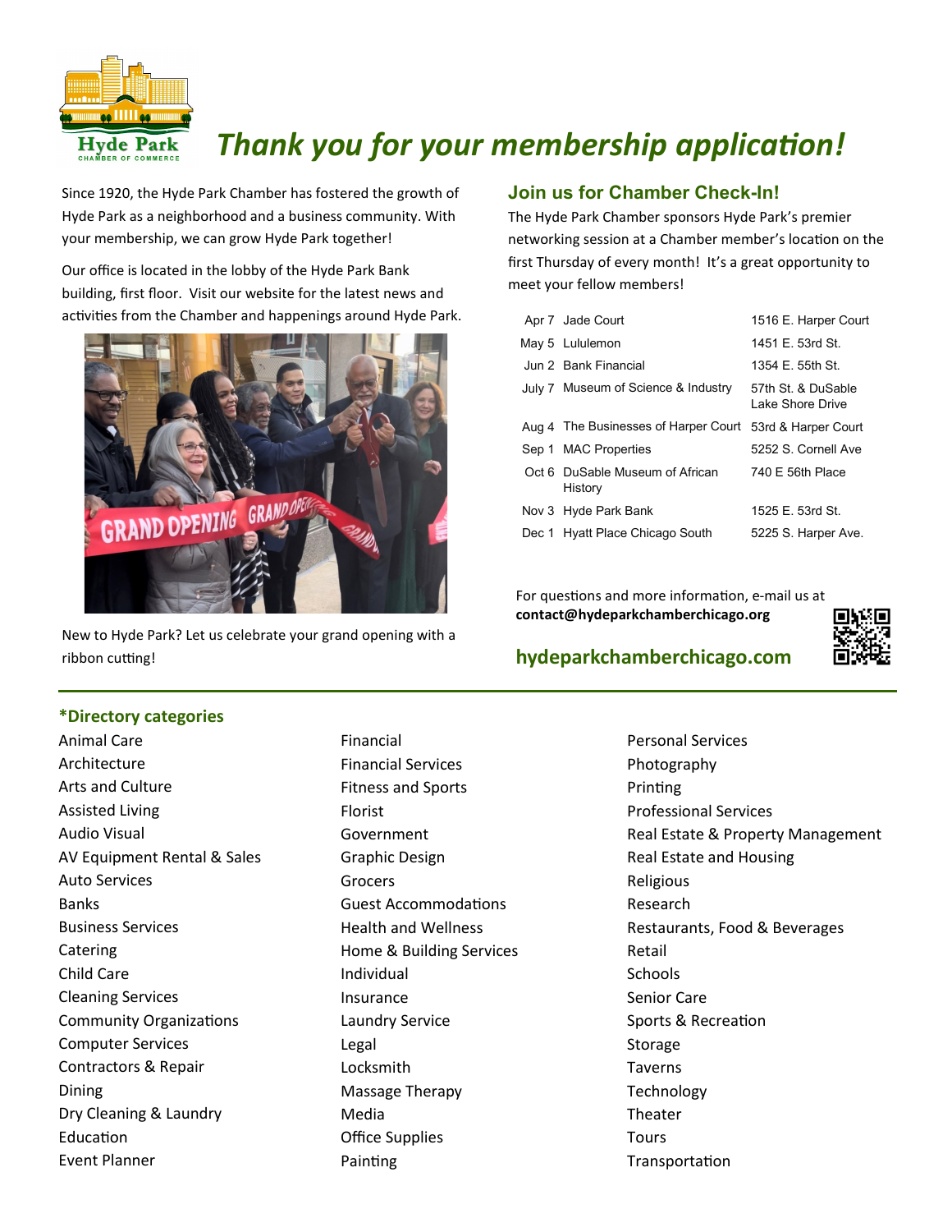# *Thank you for your membership application!*

Since 1920, the Hyde Park Chamber has fostered the growth of Hyde Park as a neighborhood and a business community. With your membership, we can grow Hyde Park together!

Our office is located in the lobby of the Hyde Park Bank building, first floor. Visit our website for the latest news and activities from the Chamber and happenings around Hyde Park.

New to Hyde Park? Let us celebrate your grand opening with a ribbon cutting!

## Join us for Chamber Check-In!

The Hyde Park Chamber sponsors Hyde Park's premier networking session at a Chamber member's location on the first Thursday of every month! It's a great opportunity to meet your fellow members!

| | | |
|---|---|---|
| Apr 7 | Jade Court | 1516 E. Harper Court |
| May 5 | Lululemon | 1451 E. 53rd St. |
| Jun 2 | Bank Financial | 1354 E. 55th St. |
| July 7 | Museum of Science & Industry | 57th St. & DuSable Lake Shore Drive |
| Aug 4 | The Businesses of Harper Court | 53rd & Harper Court |
| Sep 1 | MAC Properties | 5252 S. Cornell Ave |
| Oct 6 | DuSable Museum of African History | 740 E 56th Place |
| Nov 3 | Hyde Park Bank | 1525 E. 53rd St. |
| Dec 1 | Hyatt Place Chicago South | 5225 S. Harper Ave. |

For questions and more information, e-mail us at **contact@hydeparkchamberchicago.org**

**hydeparkchamberchicago.com**

## *Directory categories

Animal Care
Architecture
Arts and Culture
Assisted Living
Audio Visual
AV Equipment Rental & Sales
Auto Services
Banks
Business Services
Catering
Child Care
Cleaning Services
Community Organizations
Computer Services
Contractors & Repair
Dining
Dry Cleaning & Laundry
Education
Event Planner
Financial
Financial Services
Fitness and Sports
Florist
Government
Graphic Design
Grocers
Guest Accommodations
Health and Wellness
Home & Building Services
Individual
Insurance
Laundry Service
Legal
Locksmith
Massage Therapy
Media
Office Supplies
Painting
Personal Services
Photography
Printing
Professional Services
Real Estate & Property Management
Real Estate and Housing
Religious
Research
Restaurants, Food & Beverages
Retail
Schools
Senior Care
Sports & Recreation
Storage
Taverns
Technology
Theater
Tours
Transportation